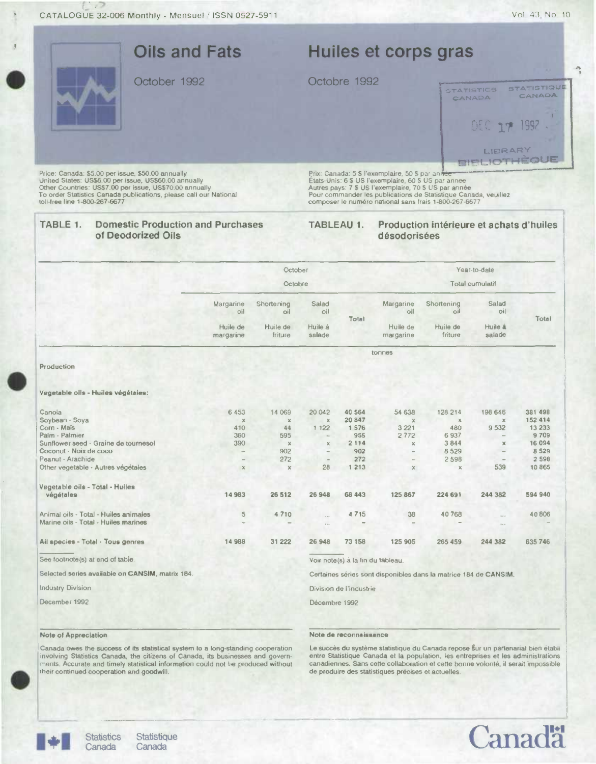CATALOGUE 32-006 Monthly - Mensuel / ISSN 0527-5911

Vol. 43, No. 10

# Oils and Fats

# Huiles et corps gras

October 1992

Octobre 1992

STATISTICS CANADA STATISTIQUE CANADA

DEC 17 1992

LIBRARY BIBLIOTHÈQUE

Price: Canada: $5.00 per issue, $50.00 annually
United States: US$6.00 per issue, US$60.00 annually
Other Countries: US$7.00 per issue, US$70.00 annually
To order Statistics Canada publications, please call our National toll-free line 1-800-267-6677

Prix: Canada: 5 $ l'exemplaire, 50 $ par année
États-Unis: 6 $ US l'exemplaire, 60 $ US par année
Autres pays: 7 $ US l'exemplaire, 70 $ US par année
Pour commander les publications de Statistique Canada, veuillez composer le numéro national sans frais 1-800-267-6677

## TABLE 1. Domestic Production and Purchases of Deodorized Oils

## TABLEAU 1. Production intérieure et achats d'huiles désodorisées

| | October / Octobre | | | | Year-to-date / Total cumulatif | | | |
|---|---|---|---|---|---|---|---|---|
| | Margarine oil / Huile de margarine | Shortening oil / Huile de friture | Salad oil / Huile à salade | Total | Margarine oil / Huile de margarine | Shortening oil / Huile de friture | Salad oil / Huile à salade | Total |
| | tonnes | | | | | | | |
| **Production** | | | | | | | | |
| **Vegetable oils - Huiles végétales:** | | | | | | | | |
| Canola | 6 453 | 14 069 | 20 042 | 40 564 | 54 638 | 128 214 | 198 646 | 381 498 |
| Soybean - Soya | x | x | x | 20 847 | x | x | x | 152 414 |
| Corn - Maïs | 410 | 44 | 1 122 | 1 576 | 3 221 | 480 | 9 532 | 13 233 |
| Palm - Palmier | 360 | 595 | – | 955 | 2 772 | 6 937 | – | 9 709 |
| Sunflower seed - Graine de tournesol | 390 | x | x | 2 114 | x | 3 844 | x | 16 094 |
| Coconut - Noix de coco | – | 902 | – | 902 | – | 8 529 | – | 8 529 |
| Peanut - Arachide | – | 272 | – | 272 | – | 2 598 | – | 2 598 |
| Other vegetable - Autres végétales | x | x | 28 | 1 213 | x | x | 539 | 10 865 |
| **Vegetable oils - Total - Huiles végétales** | **14 983** | **26 512** | **26 948** | **68 443** | **125 867** | **224 691** | **244 382** | **594 940** |
| Animal oils - Total - Huiles animales | 5 | 4 710 | ... | 4 715 | 38 | 40 768 | ... | 40 806 |
| Marine oils - Total - Huiles marines | – | – | ... | – | – | – | ... | – |
| **All species - Total - Tous genres** | **14 988** | **31 222** | **26 948** | **73 158** | **125 905** | **265 459** | **244 382** | **635 746** |

See footnote(s) at end of table.

Voir note(s) à la fin du tableau.

Selected series available on **CANSIM**, matrix 184.

Certaines séries sont disponibles dans la matrice 184 de **CANSIM**.

Industry Division

Division de l'industrie

December 1992

Décembre 1992

### Note of Appreciation

Canada owes the success of its statistical system to a long-standing cooperation involving Statistics Canada, the citizens of Canada, its businesses and governments. Accurate and timely statistical information could not be produced without their continued cooperation and goodwill.

### Note de reconnaissance

Le succès du système statistique du Canada repose sur un partenariat bien établi entre Statistique Canada et la population, les entreprises et les administrations canadiennes. Sans cette collaboration et cette bonne volonté, il serait impossible de produire des statistiques précises et actuelles.

Statistics Canada Statistique Canada

Canada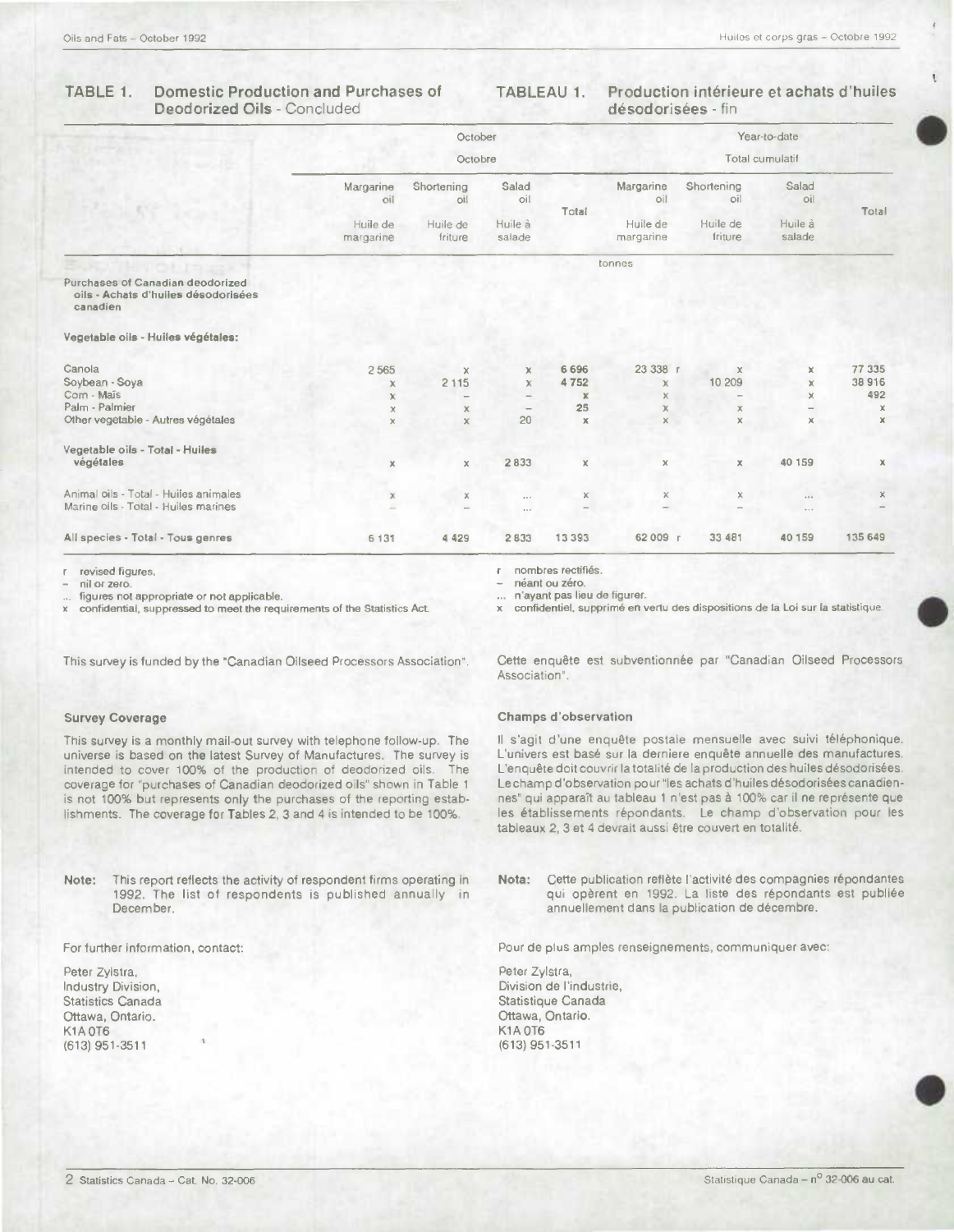## TABLE 1. Domestic Production and Purchases of Deodorized Oils - Concluded

## TABLEAU 1. Production intérieure et achats d'huiles désodorisées - fin

| | October / Octobre | | | | Year-to-date / Total cumulatif | | | |
|---|---|---|---|---|---|---|---|---|
| | Margarine oil / Huile de margarine | Shortening oil / Huile de friture | Salad oil / Huile à salade | Total | Margarine oil / Huile de margarine | Shortening oil / Huile de friture | Salad oil / Huile à salade | Total |
| | tonnes | | | | | | | |
| **Purchases of Canadian deodorized oils - Achats d'huiles désodorisées canadien** | | | | | | | | |
| **Vegetable oils - Huiles végétales:** | | | | | | | | |
| Canola | 2 565 | x | x | 6 696 | 23 338 r | x | x | 77 335 |
| Soybean - Soya | x | 2 115 | x | 4 752 | x | 10 209 | x | 38 916 |
| Corn - Maïs | x | – | – | x | x | – | x | 492 |
| Palm - Palmier | x | x | – | 25 | x | x | – | x |
| Other vegetable - Autres végétales | x | x | 20 | x | x | x | x | x |
| **Vegetable oils - Total - Huiles végétales** | x | x | 2 833 | x | x | x | 40 159 | x |
| Animal oils - Total - Huiles animales | x | x | ... | x | x | x | ... | x |
| Marine oils - Total - Huiles marines | – | – | ... | – | – | – | ... | – |
| **All species - Total - Tous genres** | 6 131 | 4 429 | 2 833 | 13 393 | 62 009 r | 33 481 | 40 159 | 135 649 |

r revised figures.
– nil or zero.
... figures not appropriate or not applicable.
x confidential, suppressed to meet the requirements of the Statistics Act.

r nombres rectifiés.
– néant ou zéro.
... n'ayant pas lieu de figurer.
x confidentiel, supprimé en vertu des dispositions de la Loi sur la statistique.

This survey is funded by the "Canadian Oilseed Processors Association".

Cette enquête est subventionnée par "Canadian Oilseed Processors Association".

### Survey Coverage

This survey is a monthly mail-out survey with telephone follow-up. The universe is based on the latest Survey of Manufactures. The survey is intended to cover 100% of the production of deodorized oils. The coverage for "purchases of Canadian deodorized oils" shown in Table 1 is not 100% but represents only the purchases of the reporting establishments. The coverage for Tables 2, 3 and 4 is intended to be 100%.

### Champs d'observation

Il s'agit d'une enquête postale mensuelle avec suivi téléphonique. L'univers est basé sur la derniere enquête annuelle des manufactures. L'enquête doit couvrir la totalité de la production des huiles désodorisées. Le champ d'observation pour "les achats d'huiles désodorisées canadiennes" qui apparaît au tableau 1 n'est pas à 100% car il ne représente que les établissements répondants. Le champ d'observation pour les tableaux 2, 3 et 4 devrait aussi être couvert en totalité.

**Note:** This report reflects the activity of respondent firms operating in 1992. The list of respondents is published annually in December.

**Nota:** Cette publication reflète l'activité des compagnies répondantes qui opèrent en 1992. La liste des répondants est publiée annuellement dans la publication de décembre.

For further information, contact:

Peter Zylstra,
Industry Division,
Statistics Canada
Ottawa, Ontario.
K1A 0T6
(613) 951-3511

Pour de plus amples renseignements, communiquer avec:

Peter Zylstra,
Division de l'industrie,
Statistique Canada
Ottawa, Ontario.
K1A 0T6
(613) 951-3511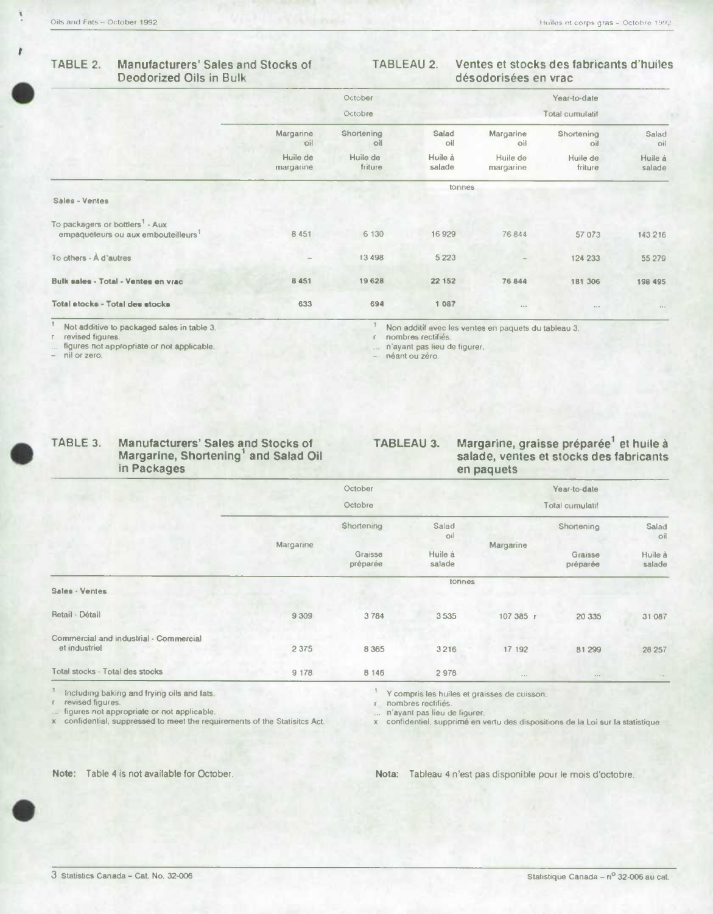## TABLE 2. Manufacturers' Sales and Stocks of Deodorized Oils in Bulk

## TABLEAU 2. Ventes et stocks des fabricants d'huiles désodorisées en vrac

| | October / Octobre | | | Year-to-date / Total cumulatif | | |
|---|---|---|---|---|---|---|
| | Margarine oil / Huile de margarine | Shortening oil / Huile de friture | Salad oil / Huile à salade | Margarine oil / Huile de margarine | Shortening oil / Huile de friture | Salad oil / Huile à salade |
| | tonnes | | | | | |
| **Sales - Ventes** | | | | | | |
| To packagers or bottlers[1] - Aux empaqueteurs ou aux embouteilleurs[1] | 8 451 | 6 130 | 16 929 | 76 844 | 57 073 | 143 216 |
| To others - À d'autres | – | 13 498 | 5 223 | – | 124 233 | 55 279 |
| **Bulk sales - Total - Ventes en vrac** | **8 451** | **19 628** | **22 152** | **76 844** | **181 306** | **198 495** |
| **Total stocks - Total des stocks** | **633** | **694** | **1 087** | ... | ... | ... |

1 Not additive to packaged sales in table 3.
r revised figures.
... figures not appropriate or not applicable.
– nil or zero.

1 Non additif avec les ventes en paquets du tableau 3.
r nombres rectifiés.
... n'ayant pas lieu de figurer.
– néant ou zéro.

## TABLE 3. Manufacturers' Sales and Stocks of Margarine, Shortening[1] and Salad Oil in Packages

## TABLEAU 3. Margarine, graisse préparée[1] et huile à salade, ventes et stocks des fabricants en paquets

| | October / Octobre | | | Year-to-date / Total cumulatif | | |
|---|---|---|---|---|---|---|
| | Margarine | Shortening / Graisse préparée | Salad oil / Huile à salade | Margarine | Shortening / Graisse préparée | Salad oil / Huile à salade |
| | tonnes | | | | | |
| **Sales - Ventes** | | | | | | |
| Retail - Détail | 9 309 | 3 784 | 3 535 | 107 385 r | 20 335 | 31 087 |
| Commercial and industrial - Commercial et industriel | 2 375 | 8 365 | 3 216 | 17 192 | 81 299 | 28 257 |
| Total stocks - Total des stocks | 9 178 | 8 146 | 2 978 | ... | ... | ... |

1 Including baking and frying oils and fats.
r revised figures.
... figures not appropriate or not applicable.
x confidential, suppressed to meet the requirements of the Statisitcs Act.

1 Y compris les huiles et graisses de cuisson.
r nombres rectifiés.
... n'ayant pas lieu de figurer.
x confidentiel, supprimé en vertu des dispositions de la Loi sur la statistique.

**Note:** Table 4 is not available for October.

**Nota:** Tableau 4 n'est pas disponible pour le mois d'octobre.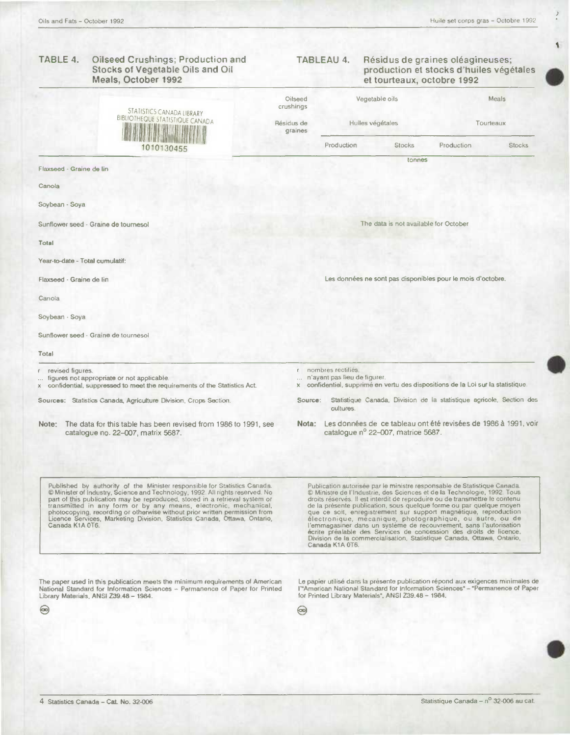## TABLE 4. Oilseed Crushings; Production and Stocks of Vegetable Oils and Oil Meals, October 1992

## TABLEAU 4. Résidus de graines oléagineuses; production et stocks d'huiles végétales et tourteaux, octobre 1992

STATISTICS CANADA LIBRARY
BIBLIOTHEQUE STATISTIQUE CANADA
1010130455

| | Oilseed crushings / Résidus de graines | Vegetable oils / Huiles végétales | | Meals / Tourteaux | |
|---|---|---|---|---|---|
| | | Production | Stocks | Production | Stocks |
| | | | tonnes | | |
| Flaxseed - Graine de lin | | | | | |
| Canola | | | | | |
| Soybean - Soya | | | | | |
| Sunflower seed - Graine de tournesol | The data is not available for October | | | | |
| Total | | | | | |
| Year-to-date - Total cumulatif: | | | | | |
| Flaxseed - Graine de lin | Les données ne sont pas disponibles pour le mois d'octobre. | | | | |
| Canola | | | | | |
| Soybean - Soya | | | | | |
| Sunflower seed - Graine de tournesol | | | | | |
| Total | | | | | |

r revised figures.
... figures not appropriate or not applicable.
x confidential, suppressed to meet the requirements of the Statistics Act.

r nombres rectifiés.
... n'ayant pas lieu de figurer.
x confidentiel, supprimé en vertu des dispositions de la Loi sur la statistique.

**Sources:** Statistics Canada, Agriculture Division, Crops Section.

**Source:** Statistique Canada, Division de la statistique agricole, Section des cultures.

**Note:** The data for this table has been revised from 1986 to 1991, see catalogue no. 22-007, matrix 5687.

**Nota:** Les données de ce tableau ont été revisées de 1986 à 1991, voir catalogue n° 22-007, matrice 5687.

Published by authority of the Minister responsible for Statistics Canada. © Minister of Industry, Science and Technology, 1992. All rights reserved. No part of this publication may be reproduced, stored in a retrieval system or transmitted in any form or by any means, electronic, mechanical, photocopying, recording or otherwise without prior written permission from Licence Services, Marketing Division, Statistics Canada, Ottawa, Ontario, Canada K1A 0T6.

Publication autorisée par le ministre responsable de Statistique Canada. © Ministre de l'Industrie, des Sciences et de la Technologie, 1992. Tous droits réservés. Il est interdit de reproduire ou de transmettre le contenu de la présente publication, sous quelque forme ou par quelque moyen que ce soit, enregistrement sur support magnétique, reproduction électronique, mécanique, photographique, ou autre, ou de l'emmagasiner dans un système de recouvrement, sans l'autorisation écrite préalable des Services de concession des droits de licence, Division de la commercialisation, Statistique Canada, Ottawa, Ontario, Canada K1A 0T6.

The paper used in this publication meets the minimum requirements of American National Standard for Information Sciences – Permanence of Paper for Printed Library Materials, ANSI Z39.48 – 1984.

Le papier utilisé dans la présente publication répond aux exigences minimales de l'"American National Standard for Information Sciences" – "Permanence of Paper for Printed Library Materials", ANSI Z39.48 – 1984.